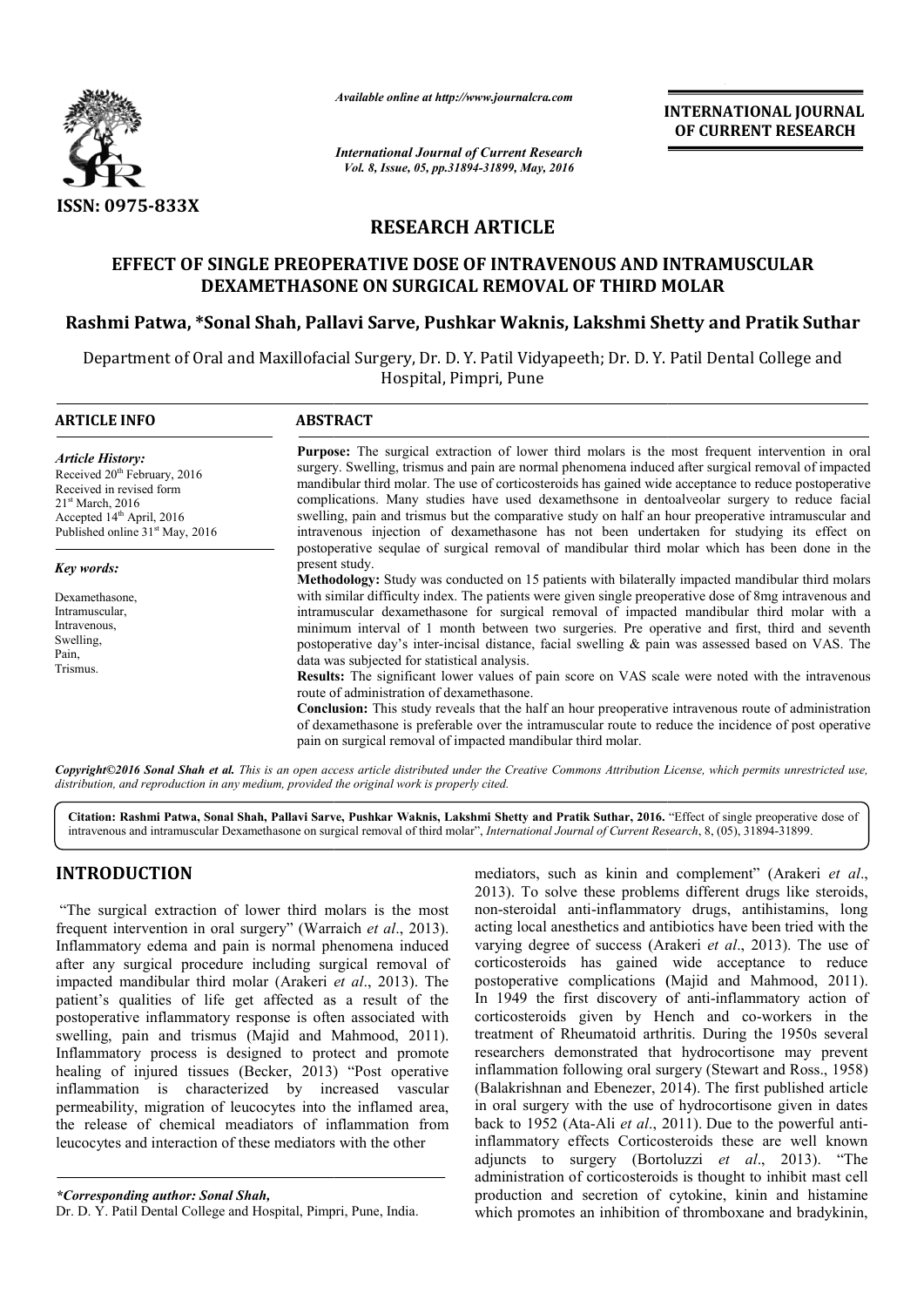ISSN: 0975-833X

*Available online at http://www.journalcra.com*

*International Journal of Current Research*
*Vol. 8, Issue, 05, pp.31894-31899, May, 2016*

**INTERNATIONAL JOURNAL OF CURRENT RESEARCH**

# RESEARCH ARTICLE

## EFFECT OF SINGLE PREOPERATIVE DOSE OF INTRAVENOUS AND INTRAMUSCULAR DEXAMETHASONE ON SURGICAL REMOVAL OF THIRD MOLAR

**Rashmi Patwa, \*Sonal Shah, Pallavi Sarve, Pushkar Waknis, Lakshmi Shetty and Pratik Suthar**

Department of Oral and Maxillofacial Surgery, Dr. D. Y. Patil Vidyapeeth; Dr. D. Y. Patil Dental College and Hospital, Pimpri, Pune

**ARTICLE INFO**

*Article History:*
Received 20th February, 2016
Received in revised form 21st March, 2016
Accepted 14th April, 2016
Published online 31st May, 2016

*Key words:*
Dexamethasone,
Intramuscular,
Intravenous,
Swelling,
Pain,
Trismus.

**ABSTRACT**

**Purpose:** The surgical extraction of lower third molars is the most frequent intervention in oral surgery. Swelling, trismus and pain are normal phenomena induced after surgical removal of impacted mandibular third molar. The use of corticosteroids has gained wide acceptance to reduce postoperative complications. Many studies have used dexamethsone in dentoalveolar surgery to reduce facial swelling, pain and trismus but the comparative study on half an hour preoperative intramuscular and intravenous injection of dexamethasone has not been undertaken for studying its effect on postoperative sequlae of surgical removal of mandibular third molar which has been done in the present study.

**Methodology:** Study was conducted on 15 patients with bilaterally impacted mandibular third molars with similar difficulty index. The patients were given single preoperative dose of 8mg intravenous and intramuscular dexamethasone for surgical removal of impacted mandibular third molar with a minimum interval of 1 month between two surgeries. Pre operative and first, third and seventh postoperative day's inter-incisal distance, facial swelling & pain was assessed based on VAS. The data was subjected for statistical analysis.

**Results:** The significant lower values of pain score on VAS scale were noted with the intravenous route of administration of dexamethasone.

**Conclusion:** This study reveals that the half an hour preoperative intravenous route of administration of dexamethasone is preferable over the intramuscular route to reduce the incidence of post operative pain on surgical removal of impacted mandibular third molar.

*Copyright©2016 Sonal Shah et al. This is an open access article distributed under the Creative Commons Attribution License, which permits unrestricted use, distribution, and reproduction in any medium, provided the original work is properly cited.*

**Citation: Rashmi Patwa, Sonal Shah, Pallavi Sarve, Pushkar Waknis, Lakshmi Shetty and Pratik Suthar, 2016.** "Effect of single preoperative dose of intravenous and intramuscular Dexamethasone on surgical removal of third molar", *International Journal of Current Research*, 8, (05), 31894-31899.

# INTRODUCTION

"The surgical extraction of lower third molars is the most frequent intervention in oral surgery" (Warraich *et al*., 2013). Inflammatory edema and pain is normal phenomena induced after any surgical procedure including surgical removal of impacted mandibular third molar (Arakeri *et al*., 2013). The patient's qualities of life get affected as a result of the postoperative inflammatory response is often associated with swelling, pain and trismus (Majid and Mahmood, 2011). Inflammatory process is designed to protect and promote healing of injured tissues (Becker, 2013) "Post operative inflammation is characterized by increased vascular permeability, migration of leucocytes into the inflamed area, the release of chemical meadiators of inflammation from leucocytes and interaction of these mediators with the other mediators, such as kinin and complement" (Arakeri *et al*., 2013). To solve these problems different drugs like steroids, non-steroidal anti-inflammatory drugs, antihistamins, long acting local anesthetics and antibiotics have been tried with the varying degree of success (Arakeri *et al*., 2013). The use of corticosteroids has gained wide acceptance to reduce postoperative complications (Majid and Mahmood, 2011). In 1949 the first discovery of anti-inflammatory action of corticosteroids given by Hench and co-workers in the treatment of Rheumatoid arthritis. During the 1950s several researchers demonstrated that hydrocortisone may prevent inflammation following oral surgery (Stewart and Ross., 1958) (Balakrishnan and Ebenezer, 2014). The first published article in oral surgery with the use of hydrocortisone given in dates back to 1952 (Ata-Ali *et al*., 2011). Due to the powerful anti-inflammatory effects Corticosteroids these are well known adjuncts to surgery (Bortoluzzi *et al*., 2013). "The administration of corticosteroids is thought to inhibit mast cell production and secretion of cytokine, kinin and histamine which promotes an inhibition of thromboxane and bradykinin,

*\*Corresponding author: Sonal Shah,*
Dr. D. Y. Patil Dental College and Hospital, Pimpri, Pune, India.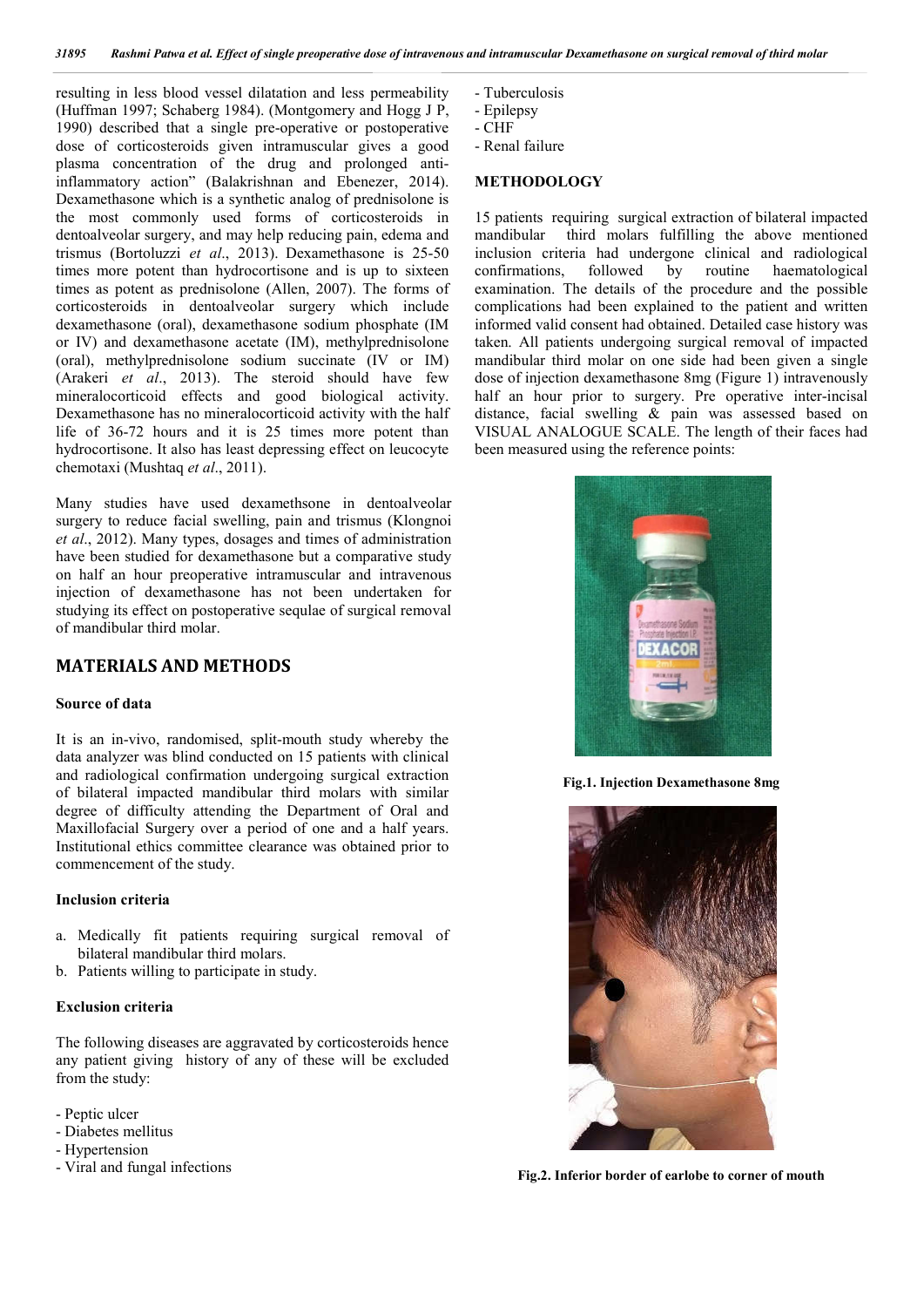resulting in less blood vessel dilatation and less permeability (Huffman 1997; Schaberg 1984). (Montgomery and Hogg J P, 1990) described that a single pre-operative or postoperative dose of corticosteroids given intramuscular gives a good plasma concentration of the drug and prolonged anti-inflammatory action" (Balakrishnan and Ebenezer, 2014). Dexamethasone which is a synthetic analog of prednisolone is the most commonly used forms of corticosteroids in dentoalveolar surgery, and may help reducing pain, edema and trismus (Bortoluzzi *et al*., 2013). Dexamethasone is 25-50 times more potent than hydrocortisone and is up to sixteen times as potent as prednisolone (Allen, 2007). The forms of corticosteroids in dentoalveolar surgery which include dexamethasone (oral), dexamethasone sodium phosphate (IM or IV) and dexamethasone acetate (IM), methylprednisolone (oral), methylprednisolone sodium succinate (IV or IM) (Arakeri *et al*., 2013). The steroid should have few mineralocorticoid effects and good biological activity. Dexamethasone has no mineralocorticoid activity with the half life of 36-72 hours and it is 25 times more potent than hydrocortisone. It also has least depressing effect on leucocyte chemotaxi (Mushtaq *et al*., 2011).

Many studies have used dexamethsone in dentoalveolar surgery to reduce facial swelling, pain and trismus (Klongnoi *et al*., 2012). Many types, dosages and times of administration have been studied for dexamethasone but a comparative study on half an hour preoperative intramuscular and intravenous injection of dexamethasone has not been undertaken for studying its effect on postoperative sequlae of surgical removal of mandibular third molar.

## MATERIALS AND METHODS

### Source of data

It is an in-vivo, randomised, split-mouth study whereby the data analyzer was blind conducted on 15 patients with clinical and radiological confirmation undergoing surgical extraction of bilateral impacted mandibular third molars with similar degree of difficulty attending the Department of Oral and Maxillofacial Surgery over a period of one and a half years. Institutional ethics committee clearance was obtained prior to commencement of the study.

### Inclusion criteria

a. Medically fit patients requiring surgical removal of bilateral mandibular third molars.
b. Patients willing to participate in study.

### Exclusion criteria

The following diseases are aggravated by corticosteroids hence any patient giving history of any of these will be excluded from the study:

- Peptic ulcer
- Diabetes mellitus
- Hypertension
- Viral and fungal infections
- Tuberculosis
- Epilepsy
- CHF
- Renal failure

### METHODOLOGY

15 patients requiring surgical extraction of bilateral impacted mandibular third molars fulfilling the above mentioned inclusion criteria had undergone clinical and radiological confirmations, followed by routine haematological examination. The details of the procedure and the possible complications had been explained to the patient and written informed valid consent had obtained. Detailed case history was taken. All patients undergoing surgical removal of impacted mandibular third molar on one side had been given a single dose of injection dexamethasone 8mg (Figure 1) intravenously half an hour prior to surgery. Pre operative inter-incisal distance, facial swelling & pain was assessed based on VISUAL ANALOGUE SCALE. The length of their faces had been measured using the reference points:

**Fig.1. Injection Dexamethasone 8mg**

**Fig.2. Inferior border of earlobe to corner of mouth**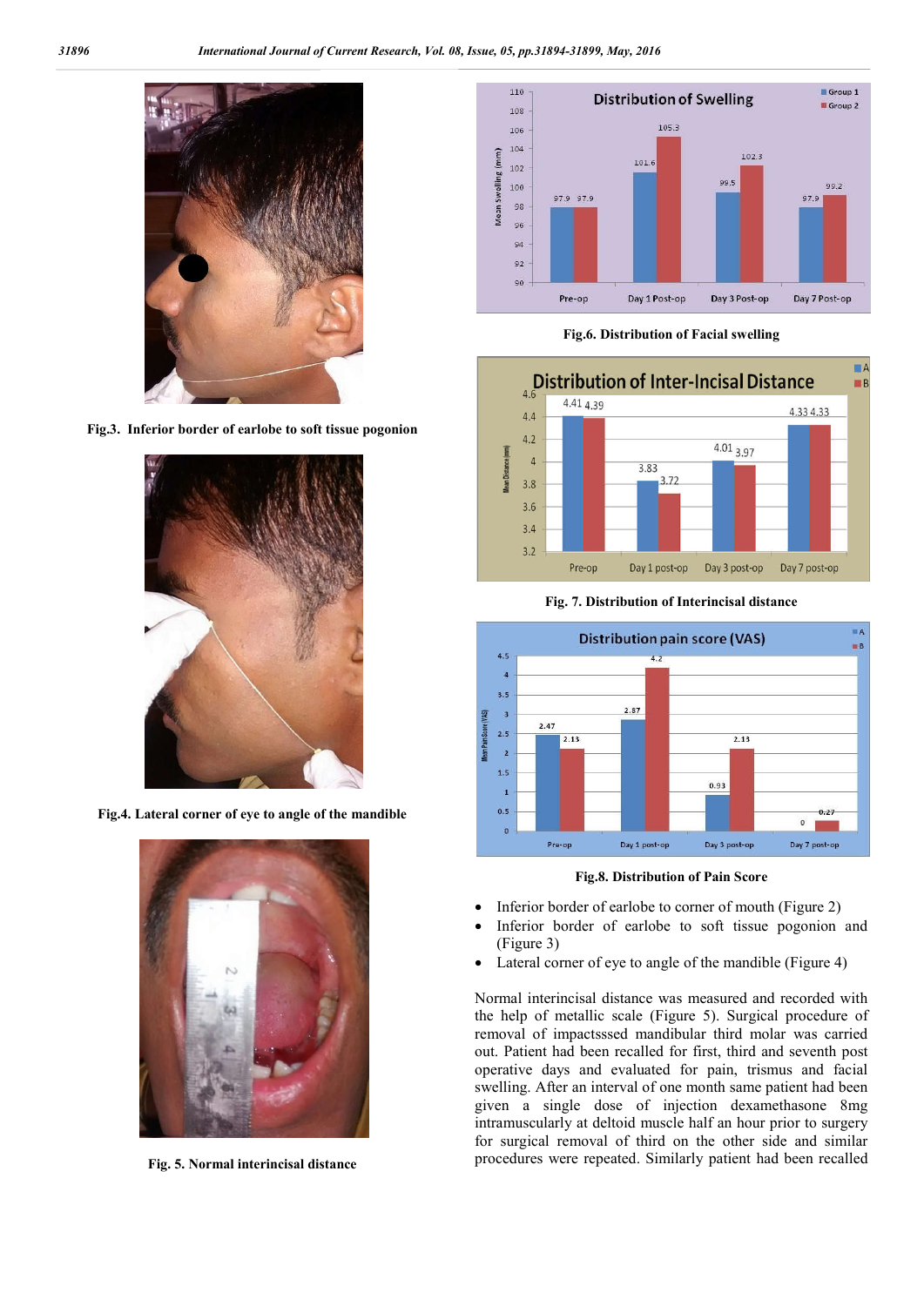Fig.3. Inferior border of earlobe to soft tissue pogonion

Fig.4. Lateral corner of eye to angle of the mandible

Fig. 5. Normal interincisal distance

Fig.6. Distribution of Facial swelling

Fig. 7. Distribution of Interincisal distance

Fig.8. Distribution of Pain Score

- Inferior border of earlobe to corner of mouth (Figure 2)
- Inferior border of earlobe to soft tissue pogonion and (Figure 3)
- Lateral corner of eye to angle of the mandible (Figure 4)

Normal interincisal distance was measured and recorded with the help of metallic scale (Figure 5). Surgical procedure of removal of impactsssed mandibular third molar was carried out. Patient had been recalled for first, third and seventh post operative days and evaluated for pain, trismus and facial swelling. After an interval of one month same patient had been given a single dose of injection dexamethasone 8mg intramuscularly at deltoid muscle half an hour prior to surgery for surgical removal of third on the other side and similar procedures were repeated. Similarly patient had been recalled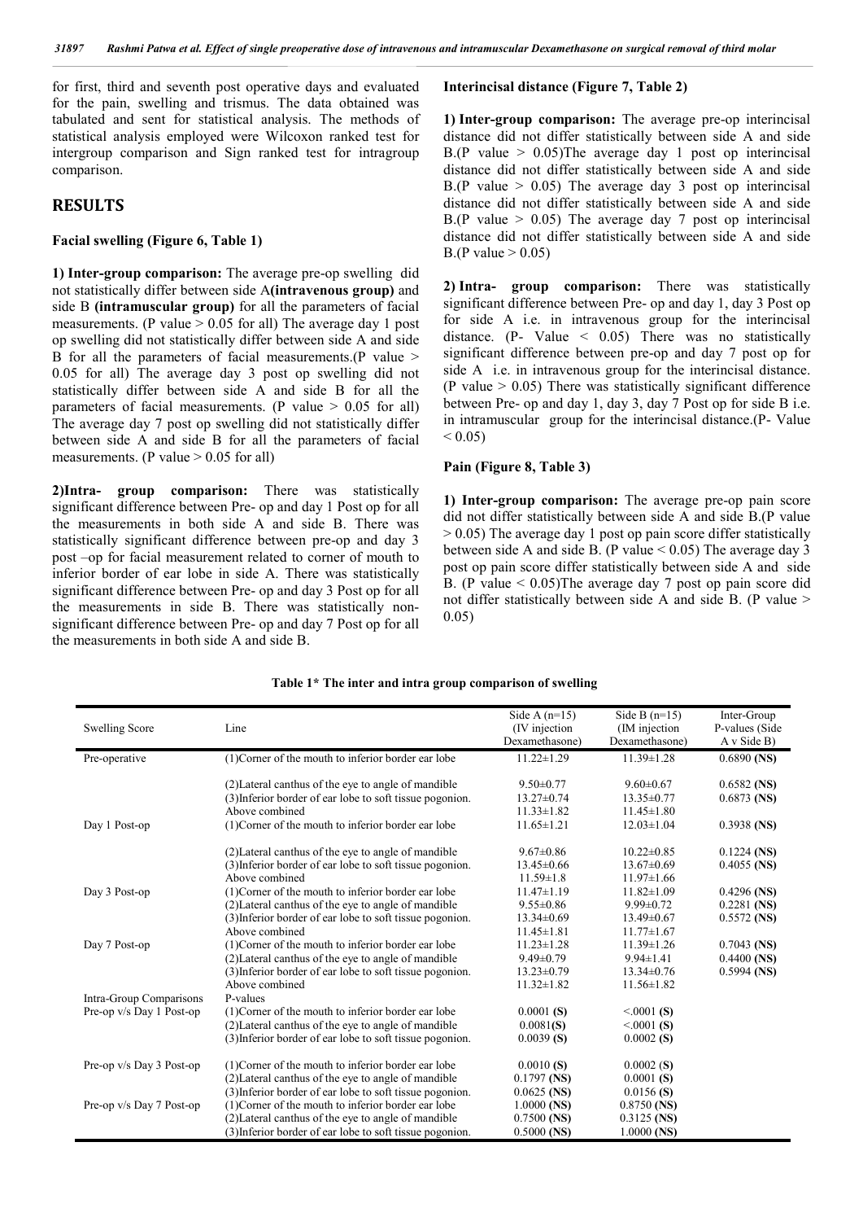for first, third and seventh post operative days and evaluated for the pain, swelling and trismus. The data obtained was tabulated and sent for statistical analysis. The methods of statistical analysis employed were Wilcoxon ranked test for intergroup comparison and Sign ranked test for intragroup comparison.

## RESULTS

### Facial swelling (Figure 6, Table 1)

**1) Inter-group comparison:** The average pre-op swelling did not statistically differ between side A**(intravenous group)** and side B **(intramuscular group)** for all the parameters of facial measurements. (P value > 0.05 for all) The average day 1 post op swelling did not statistically differ between side A and side B for all the parameters of facial measurements.(P value > 0.05 for all) The average day 3 post op swelling did not statistically differ between side A and side B for all the parameters of facial measurements. (P value > 0.05 for all) The average day 7 post op swelling did not statistically differ between side A and side B for all the parameters of facial measurements. (P value > 0.05 for all)

**2)Intra- group comparison:** There was statistically significant difference between Pre- op and day 1 Post op for all the measurements in both side A and side B. There was statistically significant difference between pre-op and day 3 post –op for facial measurement related to corner of mouth to inferior border of ear lobe in side A. There was statistically significant difference between Pre- op and day 3 Post op for all the measurements in side B. There was statistically non-significant difference between Pre- op and day 7 Post op for all the measurements in both side A and side B.

### Interincisal distance (Figure 7, Table 2)

**1) Inter-group comparison:** The average pre-op interincisal distance did not differ statistically between side A and side B.(P value > 0.05)The average day 1 post op interincisal distance did not differ statistically between side A and side B.(P value > 0.05) The average day 3 post op interincisal distance did not differ statistically between side A and side B.(P value > 0.05) The average day 7 post op interincisal distance did not differ statistically between side A and side B.(P value > 0.05)

**2) Intra- group comparison:** There was statistically significant difference between Pre- op and day 1, day 3 Post op for side A i.e. in intravenous group for the interincisal distance. (P- Value < 0.05) There was no statistically significant difference between pre-op and day 7 post op for side A i.e. in intravenous group for the interincisal distance. (P value > 0.05) There was statistically significant difference between Pre- op and day 1, day 3, day 7 Post op for side B i.e. in intramuscular group for the interincisal distance.(P- Value < 0.05)

### Pain (Figure 8, Table 3)

**1) Inter-group comparison:** The average pre-op pain score did not differ statistically between side A and side B.(P value > 0.05) The average day 1 post op pain score differ statistically between side A and side B. (P value < 0.05) The average day 3 post op pain score differ statistically between side A and side B. (P value < 0.05)The average day 7 post op pain score did not differ statistically between side A and side B. (P value > 0.05)

**Table 1\* The inter and intra group comparison of swelling**

| Swelling Score | Line | Side A (n=15) (IV injection Dexamethasone) | Side B (n=15) (IM injection Dexamethasone) | Inter-Group P-values (Side A v Side B) |
|---|---|---|---|---|
| Pre-operative | (1)Corner of the mouth to inferior border ear lobe | 11.22±1.29 | 11.39±1.28 | 0.6890 **(NS)** |
| | (2)Lateral canthus of the eye to angle of mandible | 9.50±0.77 | 9.60±0.67 | 0.6582 **(NS)** |
| | (3)Inferior border of ear lobe to soft tissue pogonion. | 13.27±0.74 | 13.35±0.77 | 0.6873 **(NS)** |
| | Above combined | 11.33±1.82 | 11.45±1.80 | |
| Day 1 Post-op | (1)Corner of the mouth to inferior border ear lobe | 11.65±1.21 | 12.03±1.04 | 0.3938 **(NS)** |
| | (2)Lateral canthus of the eye to angle of mandible | 9.67±0.86 | 10.22±0.85 | 0.1224 **(NS)** |
| | (3)Inferior border of ear lobe to soft tissue pogonion. | 13.45±0.66 | 13.67±0.69 | 0.4055 **(NS)** |
| | Above combined | 11.59±1.8 | 11.97±1.66 | |
| Day 3 Post-op | (1)Corner of the mouth to inferior border ear lobe | 11.47±1.19 | 11.82±1.09 | 0.4296 **(NS)** |
| | (2)Lateral canthus of the eye to angle of mandible | 9.55±0.86 | 9.99±0.72 | 0.2281 **(NS)** |
| | (3)Inferior border of ear lobe to soft tissue pogonion. | 13.34±0.69 | 13.49±0.67 | 0.5572 **(NS)** |
| | Above combined | 11.45±1.81 | 11.77±1.67 | |
| Day 7 Post-op | (1)Corner of the mouth to inferior border ear lobe | 11.23±1.28 | 11.39±1.26 | 0.7043 **(NS)** |
| | (2)Lateral canthus of the eye to angle of mandible | 9.49±0.79 | 9.94±1.41 | 0.4400 **(NS)** |
| | (3)Inferior border of ear lobe to soft tissue pogonion. | 13.23±0.79 | 13.34±0.76 | 0.5994 **(NS)** |
| | Above combined | 11.32±1.82 | 11.56±1.82 | |
| Intra-Group Comparisons | P-values | | | |
| Pre-op v/s Day 1 Post-op | (1)Corner of the mouth to inferior border ear lobe | 0.0001 **(S)** | <.0001 **(S)** | |
| | (2)Lateral canthus of the eye to angle of mandible | 0.0081**(S)** | <.0001 **(S)** | |
| | (3)Inferior border of ear lobe to soft tissue pogonion. | 0.0039 **(S)** | 0.0002 **(S)** | |
| Pre-op v/s Day 3 Post-op | (1)Corner of the mouth to inferior border ear lobe | 0.0010 **(S)** | 0.0002 **(S)** | |
| | (2)Lateral canthus of the eye to angle of mandible | 0.1797 **(NS)** | 0.0001 **(S)** | |
| | (3)Inferior border of ear lobe to soft tissue pogonion. | 0.0625 **(NS)** | 0.0156 **(S)** | |
| Pre-op v/s Day 7 Post-op | (1)Corner of the mouth to inferior border ear lobe | 1.0000 **(NS)** | 0.8750 **(NS)** | |
| | (2)Lateral canthus of the eye to angle of mandible | 0.7500 **(NS)** | 0.3125 **(NS)** | |
| | (3)Inferior border of ear lobe to soft tissue pogonion. | 0.5000 **(NS)** | 1.0000 **(NS)** | |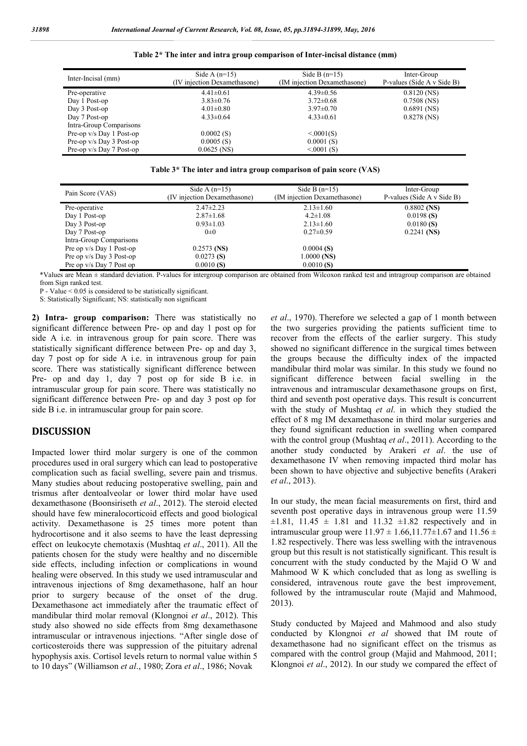**Table 2* The inter and intra group comparison of Inter-incisal distance (mm)**

| Inter-Incisal (mm) | Side A (n=15) (IV injection Dexamethasone) | Side B (n=15) (IM injection Dexamethasone) | Inter-Group P-values (Side A v Side B) |
|---|---|---|---|
| Pre-operative | 4.41±0.61 | 4.39±0.56 | 0.8120 (NS) |
| Day 1 Post-op | 3.83±0.76 | 3.72±0.68 | 0.7508 (NS) |
| Day 3 Post-op | 4.01±0.80 | 3.97±0.70 | 0.6891 (NS) |
| Day 7 Post-op | 4.33±0.64 | 4.33±0.61 | 0.8278 (NS) |
| Intra-Group Comparisons | | | |
| Pre-op v/s Day 1 Post-op | 0.0002 (S) | <.0001(S) | |
| Pre-op v/s Day 3 Post-op | 0.0005 (S) | 0.0001 (S) | |
| Pre-op v/s Day 7 Post-op | 0.0625 (NS) | <.0001 (S) | |

**Table 3* The inter and intra group comparison of pain score (VAS)**

| Pain Score (VAS) | Side A (n=15) (IV injection Dexamethasone) | Side B (n=15) (IM injection Dexamethasone) | Inter-Group P-values (Side A v Side B) |
|---|---|---|---|
| Pre-operative | 2.47±2.23 | 2.13±1.60 | 0.8802 **(NS)** |
| Day 1 Post-op | 2.87±1.68 | 4.2±1.08 | 0.0198 **(S)** |
| Day 3 Post-op | 0.93±1.03 | 2.13±1.60 | 0.0180 **(S)** |
| Day 7 Post-op | 0±0 | 0.27±0.59 | 0.2241 **(NS)** |
| Intra-Group Comparisons | | | |
| Pre op v/s Day 1 Post-op | 0.2573 **(NS)** | 0.0004 **(S)** | |
| Pre op v/s Day 3 Post-op | 0.0273 **(S)** | 1.0000 **(NS)** | |
| Pre op v/s Day 7 Post op | 0.0010 **(S)** | 0.0010 **(S)** | |

*Values are Mean ± standard deviation. P-values for intergroup comparison are obtained from Wilcoxon ranked test and intragroup comparison are obtained from Sign ranked test.

P - Value < 0.05 is considered to be statistically significant.

S: Statistically Significant; NS: statistically non significant

**2) Intra- group comparison:** There was statistically no significant difference between Pre- op and day 1 post op for side A i.e. in intravenous group for pain score. There was statistically significant difference between Pre- op and day 3, day 7 post op for side A i.e. in intravenous group for pain score. There was statistically significant difference between Pre- op and day 1, day 7 post op for side B i.e. in intramuscular group for pain score. There was statistically no significant difference between Pre- op and day 3 post op for side B i.e. in intramuscular group for pain score.

## DISCUSSION

Impacted lower third molar surgery is one of the common procedures used in oral surgery which can lead to postoperative complication such as facial swelling, severe pain and trismus. Many studies about reducing postoperative swelling, pain and trismus after dentoalveolar or lower third molar have used dexamethasone (Boonsiriseth *et al*., 2012). The steroid elected should have few mineralocorticoid effects and good biological activity. Dexamethasone is 25 times more potent than hydrocortisone and it also seems to have the least depressing effect on leukocyte chemotaxis (Mushtaq *et al*., 2011). All the patients chosen for the study were healthy and no discernible side effects, including infection or complications in wound healing were observed. In this study we used intramuscular and intravenous injections of 8mg dexamethasone, half an hour prior to surgery because of the onset of the drug. Dexamethasone act immediately after the traumatic effect of mandibular third molar removal (Klongnoi *et al*., 2012). This study also showed no side effects from 8mg dexamethasone intramuscular or intravenous injections. "After single dose of corticosteroids there was suppression of the pituitary adrenal hypophysis axis. Cortisol levels return to normal value within 5 to 10 days" (Williamson *et al*., 1980; Zora *et al*., 1986; Novak *et al*., 1970). Therefore we selected a gap of 1 month between the two surgeries providing the patients sufficient time to recover from the effects of the earlier surgery. This study showed no significant difference in the surgical times between the groups because the difficulty index of the impacted mandibular third molar was similar. In this study we found no significant difference between facial swelling in the intravenous and intramuscular dexamethasone groups on first, third and seventh post operative days. This result is concurrent with the study of Mushtaq *et al*. in which they studied the effect of 8 mg IM dexamethasone in third molar surgeries and they found significant reduction in swelling when compared with the control group (Mushtaq *et al*., 2011). According to the another study conducted by Arakeri *et al*. the use of dexamethasone IV when removing impacted third molar has been shown to have objective and subjective benefits (Arakeri *et al*., 2013).

In our study, the mean facial measurements on first, third and seventh post operative days in intravenous group were 11.59 ±1.81, 11.45 ± 1.81 and 11.32 ±1.82 respectively and in intramuscular group were 11.97 ± 1.66,11.77±1.67 and 11.56 ± 1.82 respectively. There was less swelling with the intravenous group but this result is not statistically significant. This result is concurrent with the study conducted by the Majid O W and Mahmood W K which concluded that as long as swelling is considered, intravenous route gave the best improvement, followed by the intramuscular route (Majid and Mahmood, 2013).

Study conducted by Majeed and Mahmood and also study conducted by Klongnoi *et al* showed that IM route of dexamethasone had no significant effect on the trismus as compared with the control group (Majid and Mahmood, 2011; Klongnoi *et al*., 2012). In our study we compared the effect of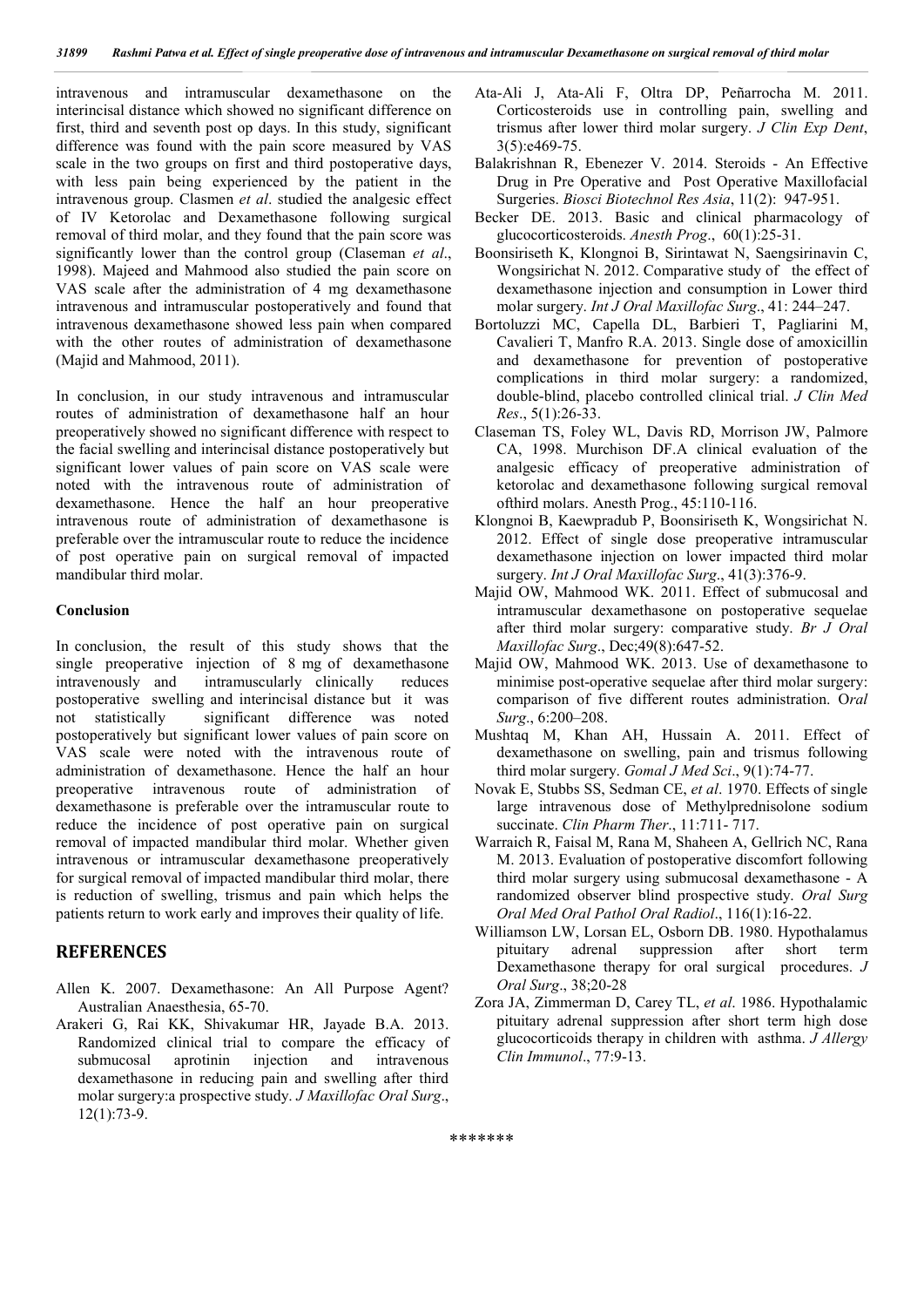intravenous and intramuscular dexamethasone on the interincisal distance which showed no significant difference on first, third and seventh post op days. In this study, significant difference was found with the pain score measured by VAS scale in the two groups on first and third postoperative days, with less pain being experienced by the patient in the intravenous group. Clasmen *et al*. studied the analgesic effect of IV Ketorolac and Dexamethasone following surgical removal of third molar, and they found that the pain score was significantly lower than the control group (Claseman *et al*., 1998). Majeed and Mahmood also studied the pain score on VAS scale after the administration of 4 mg dexamethasone intravenous and intramuscular postoperatively and found that intravenous dexamethasone showed less pain when compared with the other routes of administration of dexamethasone (Majid and Mahmood, 2011).

In conclusion, in our study intravenous and intramuscular routes of administration of dexamethasone half an hour preoperatively showed no significant difference with respect to the facial swelling and interincisal distance postoperatively but significant lower values of pain score on VAS scale were noted with the intravenous route of administration of dexamethasone. Hence the half an hour preoperative intravenous route of administration of dexamethasone is preferable over the intramuscular route to reduce the incidence of post operative pain on surgical removal of impacted mandibular third molar.

**Conclusion**

In conclusion, the result of this study shows that the single preoperative injection of 8 mg of dexamethasone intravenously and intramuscularly clinically reduces postoperative swelling and interincisal distance but it was not statistically significant difference was noted postoperatively but significant lower values of pain score on VAS scale were noted with the intravenous route of administration of dexamethasone. Hence the half an hour preoperative intravenous route of administration of dexamethasone is preferable over the intramuscular route to reduce the incidence of post operative pain on surgical removal of impacted mandibular third molar. Whether given intravenous or intramuscular dexamethasone preoperatively for surgical removal of impacted mandibular third molar, there is reduction of swelling, trismus and pain which helps the patients return to work early and improves their quality of life.

## REFERENCES

Allen K. 2007. Dexamethasone: An All Purpose Agent? Australian Anaesthesia, 65-70.

Arakeri G, Rai KK, Shivakumar HR, Jayade B.A. 2013. Randomized clinical trial to compare the efficacy of submucosal aprotinin injection and intravenous dexamethasone in reducing pain and swelling after third molar surgery:a prospective study. *J Maxillofac Oral Surg*., 12(1):73-9.

Ata-Ali J, Ata-Ali F, Oltra DP, Peñarrocha M. 2011. Corticosteroids use in controlling pain, swelling and trismus after lower third molar surgery. *J Clin Exp Dent*, 3(5):e469-75.

Balakrishnan R, Ebenezer V. 2014. Steroids - An Effective Drug in Pre Operative and Post Operative Maxillofacial Surgeries. *Biosci Biotechnol Res Asia*, 11(2): 947-951.

Becker DE. 2013. Basic and clinical pharmacology of glucocorticosteroids. *Anesth Prog*., 60(1):25-31.

Boonsiriseth K, Klongnoi B, Sirintawat N, Saengsirinavin C, Wongsirichat N. 2012. Comparative study of the effect of dexamethasone injection and consumption in Lower third molar surgery. *Int J Oral Maxillofac Surg*., 41: 244–247.

Bortoluzzi MC, Capella DL, Barbieri T, Pagliarini M, Cavalieri T, Manfro R.A. 2013. Single dose of amoxicillin and dexamethasone for prevention of postoperative complications in third molar surgery: a randomized, double-blind, placebo controlled clinical trial. *J Clin Med Res*., 5(1):26-33.

Claseman TS, Foley WL, Davis RD, Morrison JW, Palmore CA, 1998. Murchison DF.A clinical evaluation of the analgesic efficacy of preoperative administration of ketorolac and dexamethasone following surgical removal ofthird molars. Anesth Prog., 45:110-116.

Klongnoi B, Kaewpradub P, Boonsiriseth K, Wongsirichat N. 2012. Effect of single dose preoperative intramuscular dexamethasone injection on lower impacted third molar surgery. *Int J Oral Maxillofac Surg*., 41(3):376-9.

Majid OW, Mahmood WK. 2011. Effect of submucosal and intramuscular dexamethasone on postoperative sequelae after third molar surgery: comparative study. *Br J Oral Maxillofac Surg*., Dec;49(8):647-52.

Majid OW, Mahmood WK. 2013. Use of dexamethasone to minimise post-operative sequelae after third molar surgery: comparison of five different routes administration. O*ral Surg*., 6:200–208.

Mushtaq M, Khan AH, Hussain A. 2011. Effect of dexamethasone on swelling, pain and trismus following third molar surgery. *Gomal J Med Sci*., 9(1):74-77.

Novak E, Stubbs SS, Sedman CE, *et al*. 1970. Effects of single large intravenous dose of Methylprednisolone sodium succinate. *Clin Pharm Ther*., 11:711- 717.

Warraich R, Faisal M, Rana M, Shaheen A, Gellrich NC, Rana M. 2013. Evaluation of postoperative discomfort following third molar surgery using submucosal dexamethasone - A randomized observer blind prospective study. *Oral Surg Oral Med Oral Pathol Oral Radiol*., 116(1):16-22.

Williamson LW, Lorsan EL, Osborn DB. 1980. Hypothalamus pituitary adrenal suppression after short term Dexamethasone therapy for oral surgical procedures. *J Oral Surg*., 38;20-28

Zora JA, Zimmerman D, Carey TL, *et al*. 1986. Hypothalamic pituitary adrenal suppression after short term high dose glucocorticoids therapy in children with asthma. *J Allergy Clin Immunol*., 77:9-13.

\*\*\*\*\*\*\*